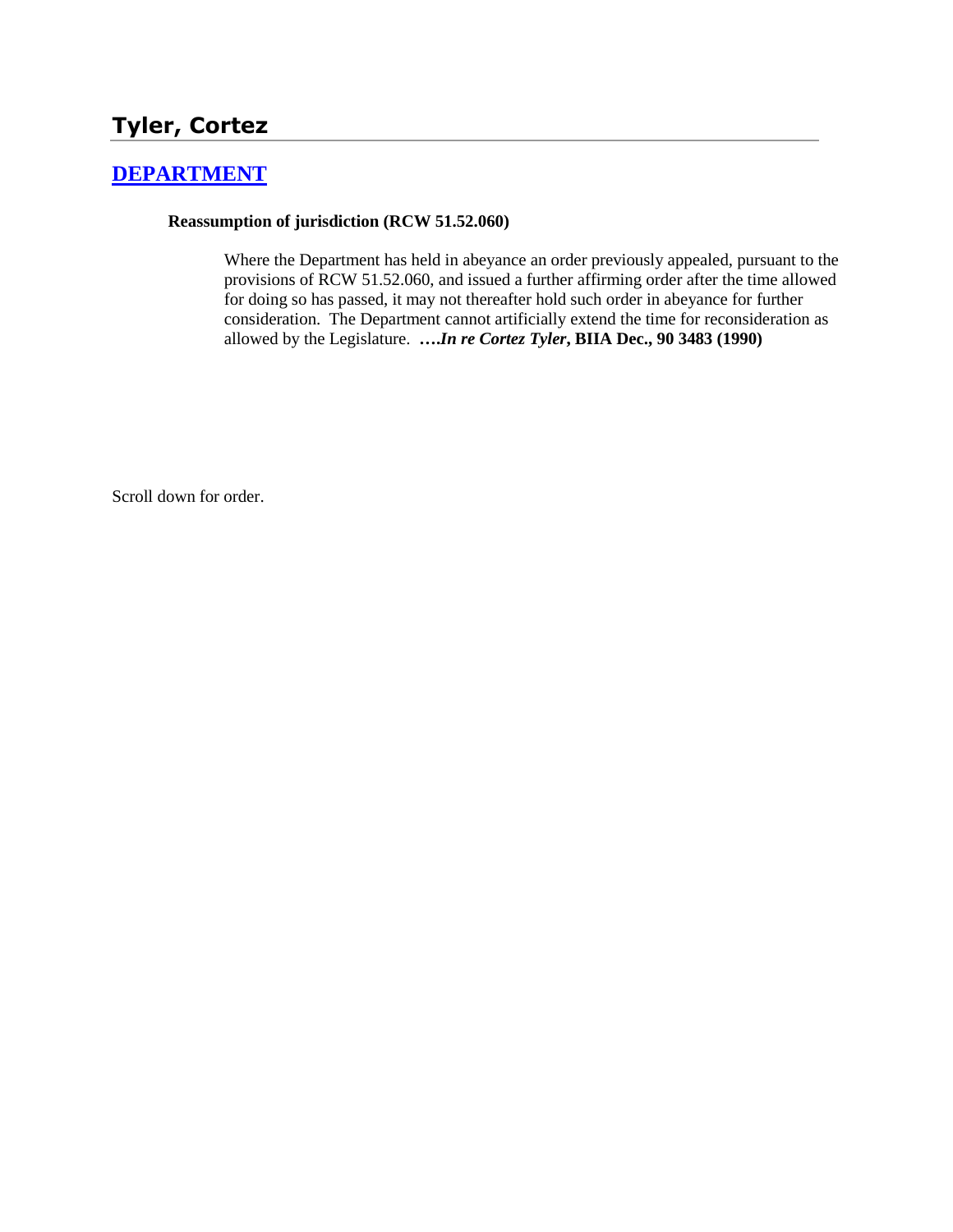# Tyler, Cortez

## [DEPARTMENT]

**Reassumption of jurisdiction (RCW 51.52.060)**

Where the Department has held in abeyance an order previously appealed, pursuant to the provisions of RCW 51.52.060, and issued a further affirming order after the time allowed for doing so has passed, it may not thereafter hold such order in abeyance for further consideration. The Department cannot artificially extend the time for reconsideration as allowed by the Legislature. ***….In re Cortez Tyler*, BIIA Dec., 90 3483 (1990)**

Scroll down for order.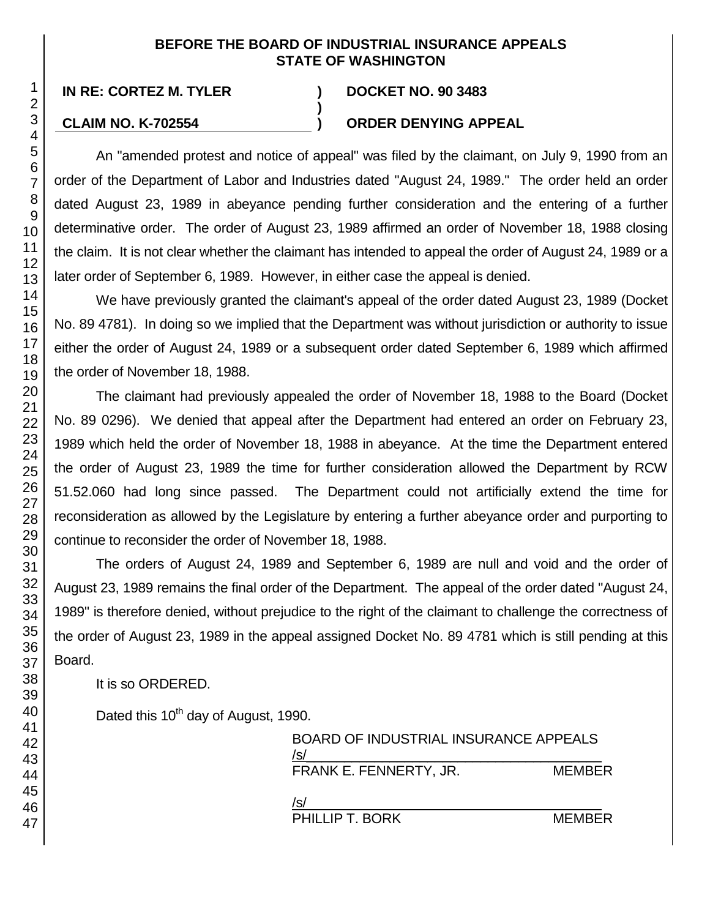**BEFORE THE BOARD OF INDUSTRIAL INSURANCE APPEALS**
**STATE OF WASHINGTON**

| | | |
|---|---|---|
| **IN RE: CORTEZ M. TYLER** | **)** | **DOCKET NO. 90 3483** |
| | **)** | |
| **CLAIM NO. K-702554** | **)** | **ORDER DENYING APPEAL** |

An "amended protest and notice of appeal" was filed by the claimant, on July 9, 1990 from an order of the Department of Labor and Industries dated "August 24, 1989." The order held an order dated August 23, 1989 in abeyance pending further consideration and the entering of a further determinative order. The order of August 23, 1989 affirmed an order of November 18, 1988 closing the claim. It is not clear whether the claimant has intended to appeal the order of August 24, 1989 or a later order of September 6, 1989. However, in either case the appeal is denied.

We have previously granted the claimant's appeal of the order dated August 23, 1989 (Docket No. 89 4781). In doing so we implied that the Department was without jurisdiction or authority to issue either the order of August 24, 1989 or a subsequent order dated September 6, 1989 which affirmed the order of November 18, 1988.

The claimant had previously appealed the order of November 18, 1988 to the Board (Docket No. 89 0296). We denied that appeal after the Department had entered an order on February 23, 1989 which held the order of November 18, 1988 in abeyance. At the time the Department entered the order of August 23, 1989 the time for further consideration allowed the Department by RCW 51.52.060 had long since passed. The Department could not artificially extend the time for reconsideration as allowed by the Legislature by entering a further abeyance order and purporting to continue to reconsider the order of November 18, 1988.

The orders of August 24, 1989 and September 6, 1989 are null and void and the order of August 23, 1989 remains the final order of the Department. The appeal of the order dated "August 24, 1989" is therefore denied, without prejudice to the right of the claimant to challenge the correctness of the order of August 23, 1989 in the appeal assigned Docket No. 89 4781 which is still pending at this Board.

It is so ORDERED.

Dated this 10th day of August, 1990.

BOARD OF INDUSTRIAL INSURANCE APPEALS

/s/
FRANK E. FENNERTY, JR. MEMBER

/s/
PHILLIP T. BORK MEMBER